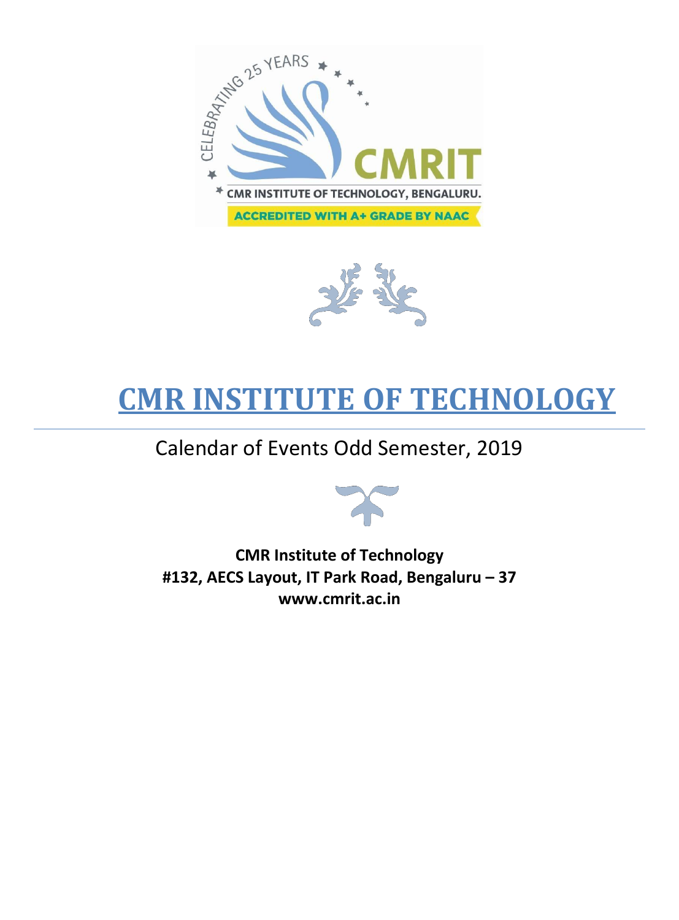# CMR INSTITUTE OF TECHNOLOGY

Calendar of Events Odd Semester, 2019

**CMR Institute of Technology**
**#132, AECS Layout, IT Park Road, Bengaluru – 37**
**www.cmrit.ac.in**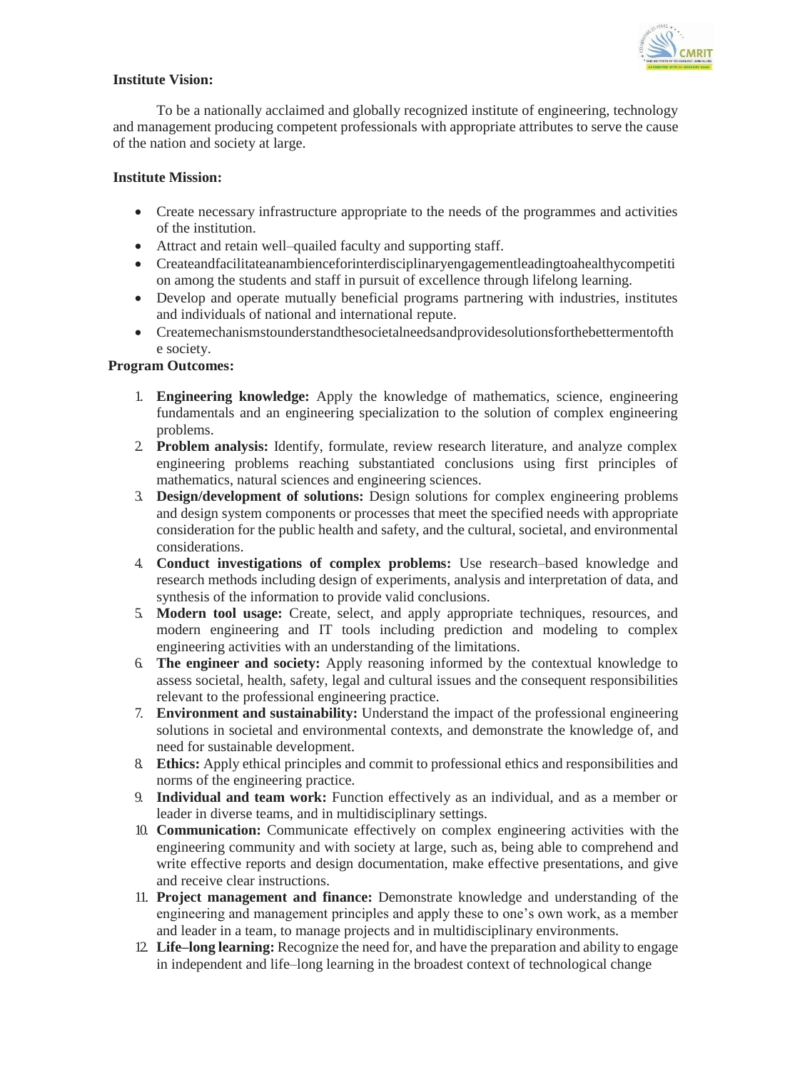**Institute Vision:**

To be a nationally acclaimed and globally recognized institute of engineering, technology and management producing competent professionals with appropriate attributes to serve the cause of the nation and society at large.

**Institute Mission:**

- Create necessary infrastructure appropriate to the needs of the programmes and activities of the institution.
- Attract and retain well–quailed faculty and supporting staff.
- Createandfacilitateanambienceforinterdisciplinaryengagementleadingtoahealthycompetition among the students and staff in pursuit of excellence through lifelong learning.
- Develop and operate mutually beneficial programs partnering with industries, institutes and individuals of national and international repute.
- Createmechanismstounderstandthesocietalneedsandprovidesolutionsforthebettermentofthe society.

**Program Outcomes:**

1. **Engineering knowledge:** Apply the knowledge of mathematics, science, engineering fundamentals and an engineering specialization to the solution of complex engineering problems.
2. **Problem analysis:** Identify, formulate, review research literature, and analyze complex engineering problems reaching substantiated conclusions using first principles of mathematics, natural sciences and engineering sciences.
3. **Design/development of solutions:** Design solutions for complex engineering problems and design system components or processes that meet the specified needs with appropriate consideration for the public health and safety, and the cultural, societal, and environmental considerations.
4. **Conduct investigations of complex problems:** Use research–based knowledge and research methods including design of experiments, analysis and interpretation of data, and synthesis of the information to provide valid conclusions.
5. **Modern tool usage:** Create, select, and apply appropriate techniques, resources, and modern engineering and IT tools including prediction and modeling to complex engineering activities with an understanding of the limitations.
6. **The engineer and society:** Apply reasoning informed by the contextual knowledge to assess societal, health, safety, legal and cultural issues and the consequent responsibilities relevant to the professional engineering practice.
7. **Environment and sustainability:** Understand the impact of the professional engineering solutions in societal and environmental contexts, and demonstrate the knowledge of, and need for sustainable development.
8. **Ethics:** Apply ethical principles and commit to professional ethics and responsibilities and norms of the engineering practice.
9. **Individual and team work:** Function effectively as an individual, and as a member or leader in diverse teams, and in multidisciplinary settings.
10. **Communication:** Communicate effectively on complex engineering activities with the engineering community and with society at large, such as, being able to comprehend and write effective reports and design documentation, make effective presentations, and give and receive clear instructions.
11. **Project management and finance:** Demonstrate knowledge and understanding of the engineering and management principles and apply these to one's own work, as a member and leader in a team, to manage projects and in multidisciplinary environments.
12. **Life–long learning:** Recognize the need for, and have the preparation and ability to engage in independent and life–long learning in the broadest context of technological change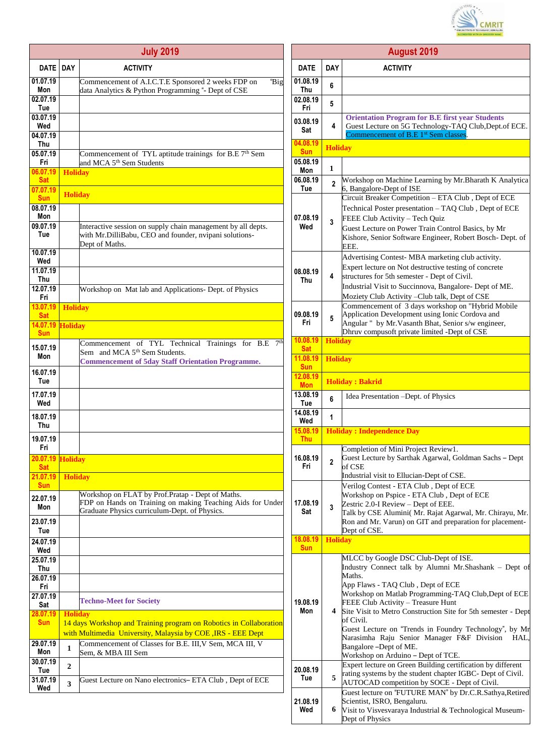## July 2019

| DATE | DAY | ACTIVITY |
|---|---|---|
| 01.07.19 Mon | | Commencement of A.I.C.T.E Sponsored 2 weeks FDP on "Big data Analytics & Python Programming "- Dept of CSE |
| 02.07.19 Tue | | |
| 03.07.19 Wed | | |
| 04.07.19 Thu | | |
| 05.07.19 Fri | | Commencement of TYL aptitude trainings for B.E 7th Sem and MCA 5th Sem Students |
| 06.07.19 Sat | | **Holiday** |
| 07.07.19 Sun | | **Holiday** |
| 08.07.19 Mon | | |
| 09.07.19 Tue | | Interactive session on supply chain management by all depts. with Mr.DilliBabu, CEO and founder, nvipani solutions- Dept of Maths. |
| 10.07.19 Wed | | |
| 11.07.19 Thu | | |
| 12.07.19 Fri | | Workshop on Mat lab and Applications- Dept. of Physics |
| 13.07.19 Sat | | **Holiday** |
| 14.07.19 Sun | | **Holiday** |
| 15.07.19 Mon | | Commencement of TYL Technical Trainings for B.E 7th Sem and MCA 5th Sem Students. **Commencement of 5day Staff Orientation Programme.** |
| 16.07.19 Tue | | |
| 17.07.19 Wed | | |
| 18.07.19 Thu | | |
| 19.07.19 Fri | | |
| 20.07.19 Sat | | **Holiday** |
| 21.07.19 Sun | | **Holiday** |
| 22.07.19 Mon | | Workshop on FLAT by Prof.Pratap - Dept of Maths. FDP on Hands on Training on making Teaching Aids for Under Graduate Physics curriculum-Dept. of Physics. |
| 23.07.19 Tue | | |
| 24.07.19 Wed | | |
| 25.07.19 Thu | | |
| 26.07.19 Fri | | |
| 27.07.19 Sat | | **Techno-Meet for Society** |
| 28.07.19 Sun | | **Holiday** 14 days Workshop and Training program on Robotics in Collaboration with Multimedia University, Malaysia by COE ,IRS - EEE Dept |
| 29.07.19 Mon | 1 | Commencement of Classes for B.E. III,V Sem, MCA III, V Sem, & MBA III Sem |
| 30.07.19 Tue | 2 | |
| 31.07.19 Wed | 3 | Guest Lecture on Nano electronics– ETA Club , Dept of ECE |

## August 2019

| DATE | DAY | ACTIVITY |
|---|---|---|
| 01.08.19 Thu | 6 | |
| 02.08.19 Fri | 5 | |
| 03.08.19 Sat | 4 | **Orientation Program for B.E first year Students** Guest Lecture on 5G Technology-TAQ Club,Dept.of ECE. Commencement of B.E 1st Sem classes. |
| 04.08.19 Sun | | **Holiday** |
| 05.08.19 Mon | 1 | |
| 06.08.19 Tue | 2 | Workshop on Machine Learning by Mr.Bharath K Analytica 6, Bangalore-Dept of ISE |
| 07.08.19 Wed | 3 | Circuit Breaker Competition – ETA Club , Dept of ECE Technical Poster presentation – TAQ Club , Dept of ECE FEEE Club Activity – Tech Quiz Guest Lecture on Power Train Control Basics, by Mr Kishore, Senior Software Engineer, Robert Bosch- Dept. of EEE. |
| 08.08.19 Thu | 4 | Advertising Contest- MBA marketing club activity. Expert lecture on Not destructive testing of concrete structures for 5th semester - Dept of Civil. Industrial Visit to Succinnova, Bangalore- Dept of ME. Moziety Club Activity –Club talk, Dept of CSE |
| 09.08.19 Fri | 5 | Commencement of 3 days workshop on "Hybrid Mobile Application Development using Ionic Cordova and Angular " by Mr.Vasanth Bhat, Senior s/w engineer, Dhruv compusoft private limited -Dept of CSE |
| 10.08.19 Sat | | **Holiday** |
| 11.08.19 Sun | | **Holiday** |
| 12.08.19 Mon | | **Holiday : Bakrid** |
| 13.08.19 Tue | 6 | Idea Presentation –Dept. of Physics |
| 14.08.19 Wed | 1 | |
| 15.08.19 Thu | | **Holiday : Independence Day** |
| 16.08.19 Fri | 2 | Completion of Mini Project Review1. Guest Lecture by Sarthak Agarwal, Goldman Sachs – Dept of CSE Industrial visit to Ellucian-Dept of CSE. |
| 17.08.19 Sat | 3 | Verilog Contest - ETA Club , Dept of ECE Workshop on Pspice - ETA Club , Dept of ECE Zestric 2.0-I Review – Dept of EEE. Talk by CSE Alumini( Mr. Rajat Agarwal, Mr. Chirayu, Mr. Ron and Mr. Varun) on GIT and preparation for placement- Dept of CSE. |
| 18.08.19 Sun | | **Holiday** |
| 19.08.19 Mon | 4 | MLCC by Google DSC Club-Dept of ISE. Industry Connect talk by Alumni Mr.Shashank – Dept of Maths. App Flaws - TAQ Club , Dept of ECE Workshop on Matlab Programming-TAQ Club,Dept of ECE FEEE Club Activity – Treasure Hunt Site Visit to Metro Construction Site for 5th semester - Dept of Civil. Guest Lecture on "Trends in Foundry Technology", by Mr Narasimha Raju Senior Manager F&F Division HAL, Bangalore –Dept of ME. Workshop on Arduino – Dept of TCE. |
| 20.08.19 Tue | 5 | Expert lecture on Green Building certification by different rating systems by the student chapter IGBC- Dept of Civil. AUTOCAD competition by SOCE - Dept of Civil. |
| 21.08.19 Wed | 6 | Guest lecture on "FUTURE MAN" by Dr.C.R.Sathya,Retired Scientist, ISRO, Bengaluru. Visit to Visvesvaraya Industrial & Technological Museum- Dept of Physics |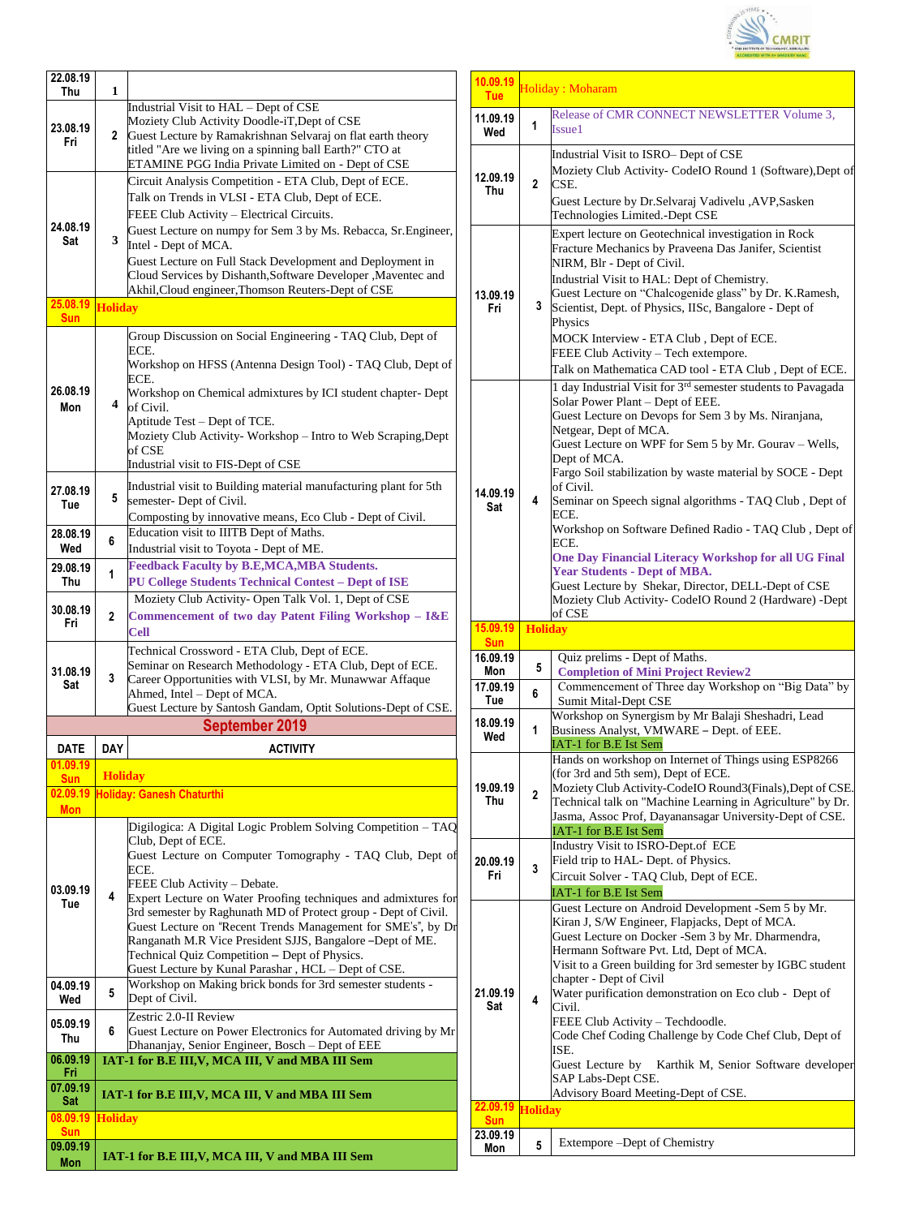| | | |
|---|---|---|
| 22.08.19 Thu | 1 | |
| 23.08.19 Fri | 2 | Industrial Visit to HAL – Dept of CSE<br>Moziety Club Activity Doodle-iT,Dept of CSE<br>Guest Lecture by Ramakrishnan Selvaraj on flat earth theory titled "Are we living on a spinning ball Earth?" CTO at ETAMINE PGG India Private Limited on - Dept of CSE |
| 24.08.19 Sat | 3 | Circuit Analysis Competition - ETA Club, Dept of ECE.<br>Talk on Trends in VLSI - ETA Club, Dept of ECE.<br>FEEE Club Activity – Electrical Circuits.<br>Guest Lecture on numpy for Sem 3 by Ms. Rebacca, Sr.Engineer, Intel - Dept of MCA.<br>Guest Lecture on Full Stack Development and Deployment in Cloud Services by Dishanth,Software Developer ,Maventec and Akhil,Cloud engineer,Thomson Reuters-Dept of CSE |
| 25.08.19 Sun | Holiday | |
| 26.08.19 Mon | 4 | Group Discussion on Social Engineering - TAQ Club, Dept of ECE.<br>Workshop on HFSS (Antenna Design Tool) - TAQ Club, Dept of ECE.<br>Workshop on Chemical admixtures by ICI student chapter- Dept of Civil.<br>Aptitude Test – Dept of TCE.<br>Moziety Club Activity- Workshop – Intro to Web Scraping,Dept of CSE<br>Industrial visit to FIS-Dept of CSE |
| 27.08.19 Tue | 5 | Industrial visit to Building material manufacturing plant for 5th semester- Dept of Civil.<br>Composting by innovative means, Eco Club - Dept of Civil. |
| 28.08.19 Wed | 6 | Education visit to IIITB Dept of Maths.<br>Industrial visit to Toyota - Dept of ME. |
| 29.08.19 Thu | 1 | **Feedback Faculty by B.E,MCA,MBA Students.**<br>**PU College Students Technical Contest – Dept of ISE** |
| 30.08.19 Fri | 2 | Moziety Club Activity- Open Talk Vol. 1, Dept of CSE<br>**Commencement of two day Patent Filing Workshop – I&E Cell** |
| 31.08.19 Sat | 3 | Technical Crossword - ETA Club, Dept of ECE.<br>Seminar on Research Methodology - ETA Club, Dept of ECE.<br>Career Opportunities with VLSI, by Mr. Munawwar Affaque Ahmed, Intel – Dept of MCA.<br>Guest Lecture by Santosh Gandam, Optit Solutions-Dept of CSE. |

## September 2019

| DATE | DAY | ACTIVITY |
|---|---|---|
| 01.09.19 Sun | Holiday | |
| 02.09.19 Mon | Holiday: Ganesh Chaturthi | |
| 03.09.19 Tue | 4 | Digilogica: A Digital Logic Problem Solving Competition – TAQ Club, Dept of ECE.<br>Guest Lecture on Computer Tomography - TAQ Club, Dept of ECE.<br>FEEE Club Activity – Debate.<br>Expert Lecture on Water Proofing techniques and admixtures for 3rd semester by Raghunath MD of Protect group - Dept of Civil.<br>Guest Lecture on "Recent Trends Management for SME's", by Dr Ranganath M.R Vice President SJJS, Bangalore –Dept of ME.<br>Technical Quiz Competition – Dept of Physics.<br>Guest Lecture by Kunal Parashar , HCL – Dept of CSE. |
| 04.09.19 Wed | 5 | Workshop on Making brick bonds for 3rd semester students - Dept of Civil. |
| 05.09.19 Thu | 6 | Zestric 2.0-II Review<br>Guest Lecture on Power Electronics for Automated driving by Mr Dhananjay, Senior Engineer, Bosch – Dept of EEE |
| 06.09.19 Fri | IAT-1 for B.E III,V, MCA III, V and MBA III Sem | |
| 07.09.19 Sat | IAT-1 for B.E III,V, MCA III, V and MBA III Sem | |
| 08.09.19 Sun | Holiday | |
| 09.09.19 Mon | IAT-1 for B.E III,V, MCA III, V and MBA III Sem | |
| 10.09.19 Tue | Holiday : Moharam | |
| 11.09.19 Wed | 1 | Release of CMR CONNECT NEWSLETTER Volume 3, Issue1 |
| 12.09.19 Thu | 2 | Industrial Visit to ISRO– Dept of CSE<br>Moziety Club Activity- CodeIO Round 1 (Software),Dept of CSE.<br>Guest Lecture by Dr.Selvaraj Vadivelu ,AVP,Sasken Technologies Limited.-Dept CSE |
| 13.09.19 Fri | 3 | Expert lecture on Geotechnical investigation in Rock Fracture Mechanics by Praveena Das Janifer, Scientist NIRM, Blr - Dept of Civil.<br>Industrial Visit to HAL: Dept of Chemistry.<br>Guest Lecture on "Chalcogenide glass" by Dr. K.Ramesh, Scientist, Dept. of Physics, IISc, Bangalore - Dept of Physics<br>MOCK Interview - ETA Club , Dept of ECE.<br>FEEE Club Activity – Tech extempore.<br>Talk on Mathematica CAD tool - ETA Club , Dept of ECE. |
| 14.09.19 Sat | 4 | 1 day Industrial Visit for 3rd semester students to Pavagada Solar Power Plant – Dept of EEE.<br>Guest Lecture on Devops for Sem 3 by Ms. Niranjana, Netgear, Dept of MCA.<br>Guest Lecture on WPF for Sem 5 by Mr. Gourav – Wells, Dept of MCA.<br>Fargo Soil stabilization by waste material by SOCE - Dept of Civil.<br>Seminar on Speech signal algorithms - TAQ Club , Dept of ECE.<br>Workshop on Software Defined Radio - TAQ Club , Dept of ECE.<br>**One Day Financial Literacy Workshop for all UG Final Year Students - Dept of MBA.**<br>Guest Lecture by Shekar, Director, DELL-Dept of CSE<br>Moziety Club Activity- CodeIO Round 2 (Hardware) -Dept of CSE |
| 15.09.19 Sun | Holiday | |
| 16.09.19 Mon | 5 | Quiz prelims - Dept of Maths.<br>**Completion of Mini Project Review2** |
| 17.09.19 Tue | 6 | Commencement of Three day Workshop on "Big Data" by Sumit Mital-Dept CSE |
| 18.09.19 Wed | 1 | Workshop on Synergism by Mr Balaji Sheshadri, Lead Business Analyst, VMWARE – Dept. of EEE.<br>IAT-1 for B.E Ist Sem |
| 19.09.19 Thu | 2 | Hands on workshop on Internet of Things using ESP8266 (for 3rd and 5th sem), Dept of ECE.<br>Moziety Club Activity-CodeIO Round3(Finals),Dept of CSE.<br>Technical talk on "Machine Learning in Agriculture" by Dr. Jasma, Assoc Prof, Dayanansagar University-Dept of CSE.<br>IAT-1 for B.E Ist Sem |
| 20.09.19 Fri | 3 | Industry Visit to ISRO-Dept.of ECE<br>Field trip to HAL- Dept. of Physics.<br>Circuit Solver - TAQ Club, Dept of ECE.<br>IAT-1 for B.E Ist Sem |
| 21.09.19 Sat | 4 | Guest Lecture on Android Development -Sem 5 by Mr. Kiran J, S/W Engineer, Flapjacks, Dept of MCA.<br>Guest Lecture on Docker -Sem 3 by Mr. Dharmendra, Hermann Software Pvt. Ltd, Dept of MCA.<br>Visit to a Green building for 3rd semester by IGBC student chapter - Dept of Civil<br>Water purification demonstration on Eco club - Dept of Civil.<br>FEEE Club Activity – Techdoodle.<br>Code Chef Coding Challenge by Code Chef Club, Dept of ISE.<br>Guest Lecture by Karthik M, Senior Software developer SAP Labs-Dept CSE.<br>Advisory Board Meeting-Dept of CSE. |
| 22.09.19 Sun | Holiday | |
| 23.09.19 Mon | 5 | Extempore –Dept of Chemistry |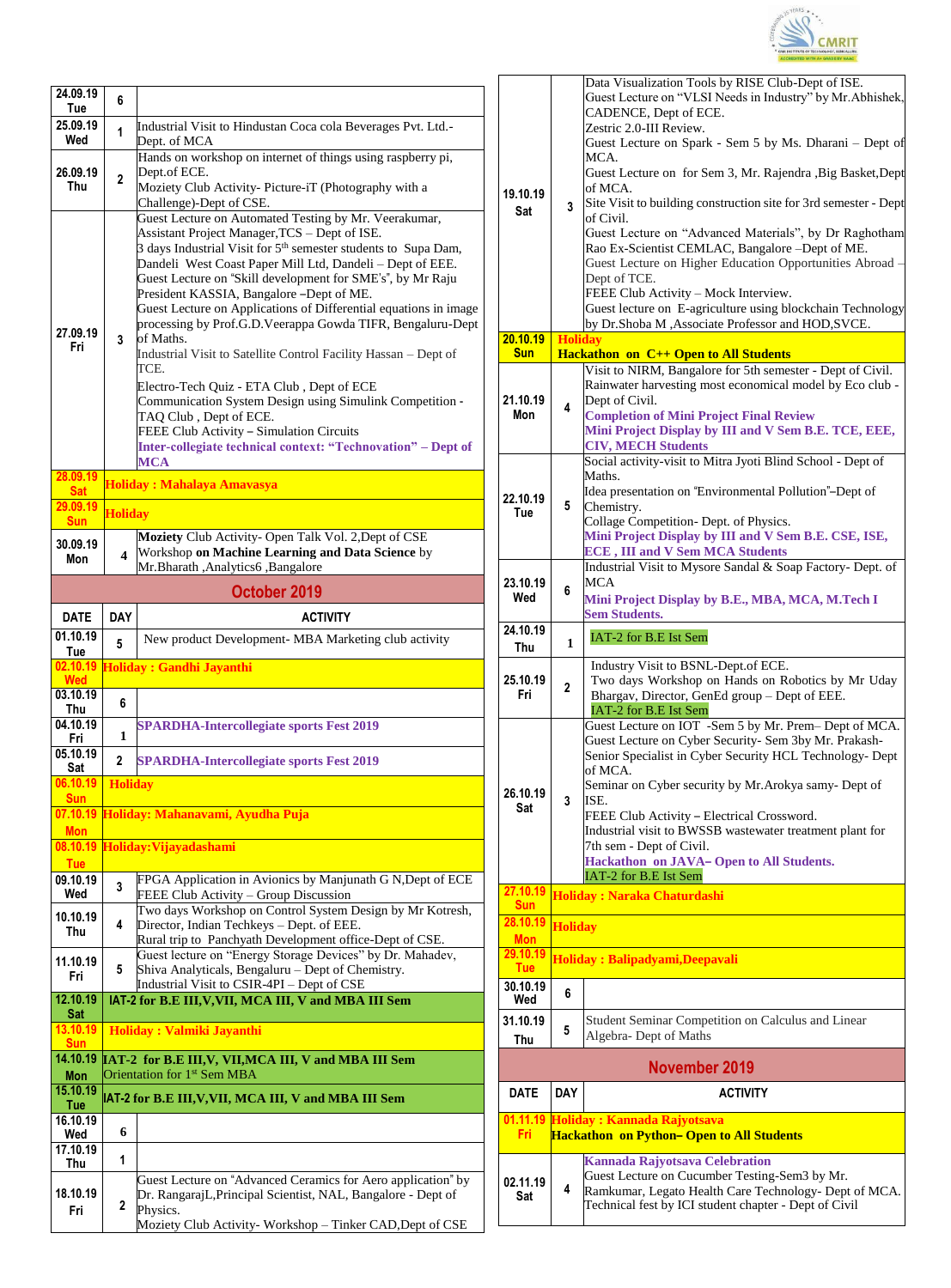| DATE | DAY | ACTIVITY |
|---|---|---|
| 24.09.19 Tue | 6 | |
| 25.09.19 Wed | 1 | Industrial Visit to Hindustan Coca cola Beverages Pvt. Ltd.- Dept. of MCA |
| 26.09.19 Thu | 2 | Hands on workshop on internet of things using raspberry pi, Dept.of ECE. Moziety Club Activity- Picture-iT (Photography with a Challenge)-Dept of CSE. |
| 27.09.19 Fri | 3 | Guest Lecture on Automated Testing by Mr. Veerakumar, Assistant Project Manager,TCS – Dept of ISE. 3 days Industrial Visit for 5th semester students to Supa Dam, Dandeli West Coast Paper Mill Ltd, Dandeli – Dept of EEE. Guest Lecture on "Skill development for SME's", by Mr Raju President KASSIA, Bangalore –Dept of ME. Guest Lecture on Applications of Differential equations in image processing by Prof.G.D.Veerappa Gowda TIFR, Bengaluru-Dept of Maths. Industrial Visit to Satellite Control Facility Hassan – Dept of TCE. Electro-Tech Quiz - ETA Club , Dept of ECE Communication System Design using Simulink Competition - TAQ Club , Dept of ECE. FEEE Club Activity – Simulation Circuits **Inter-collegiate technical context: "Technovation" – Dept of MCA** |
| 28.09.19 Sat | | **Holiday : Mahalaya Amavasya** |
| 29.09.19 Sun | | **Holiday** |
| 30.09.19 Mon | 4 | **Moziety** Club Activity- Open Talk Vol. 2,Dept of CSE Workshop **on Machine Learning and Data Science** by Mr.Bharath ,Analytics6 ,Bangalore |

## October 2019

| DATE | DAY | ACTIVITY |
|---|---|---|
| 01.10.19 Tue | 5 | New product Development- MBA Marketing club activity |
| 02.10.19 Wed | | **Holiday : Gandhi Jayanthi** |
| 03.10.19 Thu | 6 | |
| 04.10.19 Fri | 1 | **SPARDHA-Intercollegiate sports Fest 2019** |
| 05.10.19 Sat | 2 | **SPARDHA-Intercollegiate sports Fest 2019** |
| 06.10.19 Sun | | **Holiday** |
| 07.10.19 Mon | | **Holiday: Mahanavami, Ayudha Puja** |
| 08.10.19 Tue | | **Holiday:Vijayadashami** |
| 09.10.19 Wed | 3 | FPGA Application in Avionics by Manjunath G N,Dept of ECE FEEE Club Activity – Group Discussion |
| 10.10.19 Thu | 4 | Two days Workshop on Control System Design by Mr Kotresh, Director, Indian Techkeys – Dept. of EEE. Rural trip to Panchyath Development office-Dept of CSE. |
| 11.10.19 Fri | 5 | Guest lecture on "Energy Storage Devices" by Dr. Mahadev, Shiva Analyticals, Bengaluru – Dept of Chemistry. Industrial Visit to CSIR-4PI – Dept of CSE |
| 12.10.19 Sat | | **IAT-2 for B.E III,V,VII, MCA III, V and MBA III Sem** |
| 13.10.19 Sun | | **Holiday : Valmiki Jayanthi** |
| 14.10.19 Mon | | **IAT-2 for B.E III,V, VII,MCA III, V and MBA III Sem** Orientation for 1st Sem MBA |
| 15.10.19 Tue | | **IAT-2 for B.E III,V,VII, MCA III, V and MBA III Sem** |
| 16.10.19 Wed | 6 | |
| 17.10.19 Thu | 1 | |
| 18.10.19 Fri | 2 | Guest Lecture on "Advanced Ceramics for Aero application" by Dr. RangarajL,Principal Scientist, NAL, Bangalore - Dept of Physics. Moziety Club Activity- Workshop – Tinker CAD,Dept of CSE |
| 19.10.19 Sat | 3 | Data Visualization Tools by RISE Club-Dept of ISE. Guest Lecture on "VLSI Needs in Industry" by Mr.Abhishek, CADENCE, Dept of ECE. Zestric 2.0-III Review. Guest Lecture on Spark - Sem 5 by Ms. Dharani – Dept of MCA. Guest Lecture on for Sem 3, Mr. Rajendra ,Big Basket,Dept of MCA. Site Visit to building construction site for 3rd semester - Dept of Civil. Guest Lecture on "Advanced Materials", by Dr Raghotham Rao Ex-Scientist CEMLAC, Bangalore –Dept of ME. Guest Lecture on Higher Education Opportunities Abroad – Dept of TCE. FEEE Club Activity – Mock Interview. Guest lecture on E-agriculture using blockchain Technology by Dr.Shoba M ,Associate Professor and HOD,SVCE. |
| 20.10.19 Sun | | **Holiday** **Hackathon on C++ Open to All Students** |
| 21.10.19 Mon | 4 | Visit to NIRM, Bangalore for 5th semester - Dept of Civil. Rainwater harvesting more educational model by Eco club - Dept of Civil. **Completion of Mini Project Final Review** **Mini Project Display by III and V Sem B.E. TCE, EEE, CIV, MECH Students** |
| 22.10.19 Tue | 5 | Social activity-visit to Mitra Jyoti Blind School - Dept of Maths. Idea presentation on "Environmental Pollution"–Dept of Chemistry. Collage Competition- Dept. of Physics. **Mini Project Display by III and V Sem B.E. CSE, ISE, ECE , III and V Sem MCA Students** |
| 23.10.19 Wed | 6 | Industrial Visit to Mysore Sandal & Soap Factory- Dept. of MCA **Mini Project Display by B.E., MBA, MCA, M.Tech I Sem Students.** |
| 24.10.19 Thu | 1 | IAT-2 for B.E Ist Sem |
| 25.10.19 Fri | 2 | Industry Visit to BSNL-Dept.of ECE. Two days Workshop on Hands on Robotics by Mr Uday Bhargav, Director, GenEd group – Dept of EEE. IAT-2 for B.E Ist Sem |
| 26.10.19 Sat | 3 | Guest Lecture on IOT -Sem 5 by Mr. Prem– Dept of MCA. Guest Lecture on Cyber Security- Sem 3by Mr. Prakash- Senior Specialist in Cyber Security HCL Technology- Dept of MCA. Seminar on Cyber security by Mr.Arokya samy- Dept of ISE. FEEE Club Activity – Electrical Crossword. Industrial visit to BWSSB wastewater treatment plant for 7th sem - Dept of Civil. **Hackathon on JAVA– Open to All Students.** IAT-2 for B.E Ist Sem |
| 27.10.19 Sun | | **Holiday : Naraka Chaturdashi** |
| 28.10.19 Mon | | **Holiday** |
| 29.10.19 Tue | | **Holiday : Balipadyami,Deepavali** |
| 30.10.19 Wed | 6 | |
| 31.10.19 Thu | 5 | Student Seminar Competition on Calculus and Linear Algebra- Dept of Maths |

## November 2019

| DATE | DAY | ACTIVITY |
|---|---|---|
| 01.11.19 Fri | | **Holiday : Kannada Rajyotsava** **Hackathon on Python– Open to All Students** |
| 02.11.19 Sat | 4 | **Kannada Rajyotsava Celebration** Guest Lecture on Cucumber Testing-Sem3 by Mr. Ramkumar, Legato Health Care Technology- Dept of MCA. Technical fest by ICI student chapter - Dept of Civil |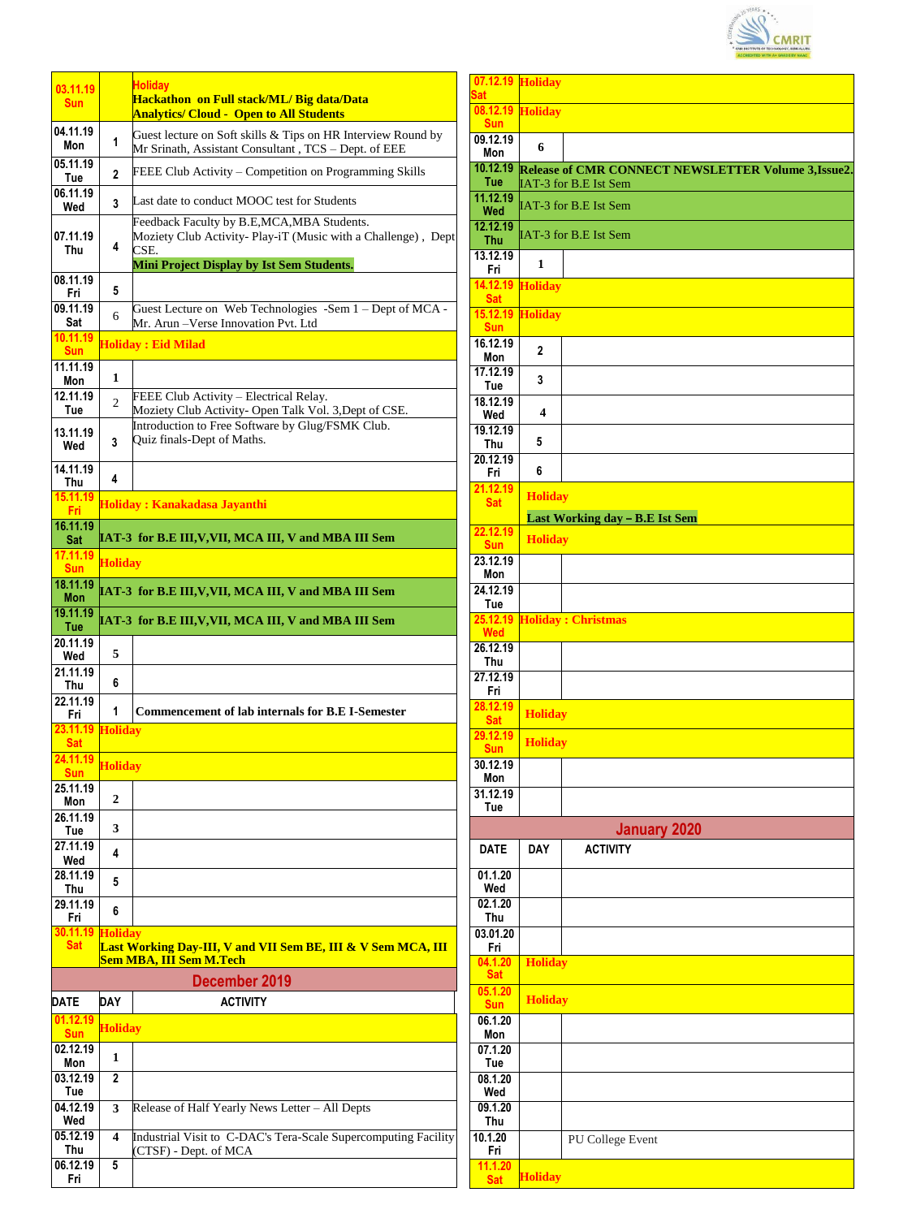| DATE | DAY | ACTIVITY |
|---|---|---|
| 03.11.19 Sun | | **Holiday** **Hackathon on Full stack/ML/ Big data/Data Analytics/ Cloud - Open to All Students** |
| 04.11.19 Mon | 1 | Guest lecture on Soft skills & Tips on HR Interview Round by Mr Srinath, Assistant Consultant , TCS – Dept. of EEE |
| 05.11.19 Tue | 2 | FEEE Club Activity – Competition on Programming Skills |
| 06.11.19 Wed | 3 | Last date to conduct MOOC test for Students |
| 07.11.19 Thu | 4 | Feedback Faculty by B.E,MCA,MBA Students. Moziety Club Activity- Play-iT (Music with a Challenge) , Dept CSE. **Mini Project Display by Ist Sem Students.** |
| 08.11.19 Fri | 5 | |
| 09.11.19 Sat | 6 | Guest Lecture on Web Technologies -Sem 1 – Dept of MCA - Mr. Arun –Verse Innovation Pvt. Ltd |
| 10.11.19 Sun | | **Holiday : Eid Milad** |
| 11.11.19 Mon | 1 | |
| 12.11.19 Tue | 2 | FEEE Club Activity – Electrical Relay. Moziety Club Activity- Open Talk Vol. 3,Dept of CSE. |
| 13.11.19 Wed | 3 | Introduction to Free Software by Glug/FSMK Club. Quiz finals-Dept of Maths. |
| 14.11.19 Thu | 4 | |
| 15.11.19 Fri | | **Holiday : Kanakadasa Jayanthi** |
| 16.11.19 Sat | | **IAT-3 for B.E III,V,VII, MCA III, V and MBA III Sem** |
| 17.11.19 Sun | | **Holiday** |
| 18.11.19 Mon | | **IAT-3 for B.E III,V,VII, MCA III, V and MBA III Sem** |
| 19.11.19 Tue | | **IAT-3 for B.E III,V,VII, MCA III, V and MBA III Sem** |
| 20.11.19 Wed | 5 | |
| 21.11.19 Thu | 6 | |
| 22.11.19 Fri | 1 | **Commencement of lab internals for B.E I-Semester** |
| 23.11.19 Sat | | **Holiday** |
| 24.11.19 Sun | | **Holiday** |
| 25.11.19 Mon | 2 | |
| 26.11.19 Tue | 3 | |
| 27.11.19 Wed | 4 | |
| 28.11.19 Thu | 5 | |
| 29.11.19 Fri | 6 | |
| 30.11.19 Sat | | **Holiday** **Last Working Day-III, V and VII Sem BE, III & V Sem MCA, III Sem MBA, III Sem M.Tech** |

## December 2019

| DATE | DAY | ACTIVITY |
|---|---|---|
| 01.12.19 Sun | | **Holiday** |
| 02.12.19 Mon | 1 | |
| 03.12.19 Tue | 2 | |
| 04.12.19 Wed | 3 | Release of Half Yearly News Letter – All Depts |
| 05.12.19 Thu | 4 | Industrial Visit to C-DAC's Tera-Scale Supercomputing Facility (CTSF) - Dept. of MCA |
| 06.12.19 Fri | 5 | |
| 07.12.19 Sat | | **Holiday** |
| 08.12.19 Sun | | **Holiday** |
| 09.12.19 Mon | 6 | |
| 10.12.19 Tue | | **Release of CMR CONNECT NEWSLETTER Volume 3,Issue2.** IAT-3 for B.E Ist Sem |
| 11.12.19 Wed | | IAT-3 for B.E Ist Sem |
| 12.12.19 Thu | | IAT-3 for B.E Ist Sem |
| 13.12.19 Fri | 1 | |
| 14.12.19 Sat | | **Holiday** |
| 15.12.19 Sun | | **Holiday** |
| 16.12.19 Mon | 2 | |
| 17.12.19 Tue | 3 | |
| 18.12.19 Wed | 4 | |
| 19.12.19 Thu | 5 | |
| 20.12.19 Fri | 6 | |
| 21.12.19 Sat | | **Holiday** **Last Working day – B.E Ist Sem** |
| 22.12.19 Sun | | **Holiday** |
| 23.12.19 Mon | | |
| 24.12.19 Tue | | |
| 25.12.19 Wed | | **Holiday : Christmas** |
| 26.12.19 Thu | | |
| 27.12.19 Fri | | |
| 28.12.19 Sat | | **Holiday** |
| 29.12.19 Sun | | **Holiday** |
| 30.12.19 Mon | | |
| 31.12.19 Tue | | |

## January 2020

| DATE | DAY | ACTIVITY |
|---|---|---|
| 01.1.20 Wed | | |
| 02.1.20 Thu | | |
| 03.01.20 Fri | | |
| 04.1.20 Sat | | **Holiday** |
| 05.1.20 Sun | | **Holiday** |
| 06.1.20 Mon | | |
| 07.1.20 Tue | | |
| 08.1.20 Wed | | |
| 09.1.20 Thu | | |
| 10.1.20 Fri | | PU College Event |
| 11.1.20 Sat | | **Holiday** |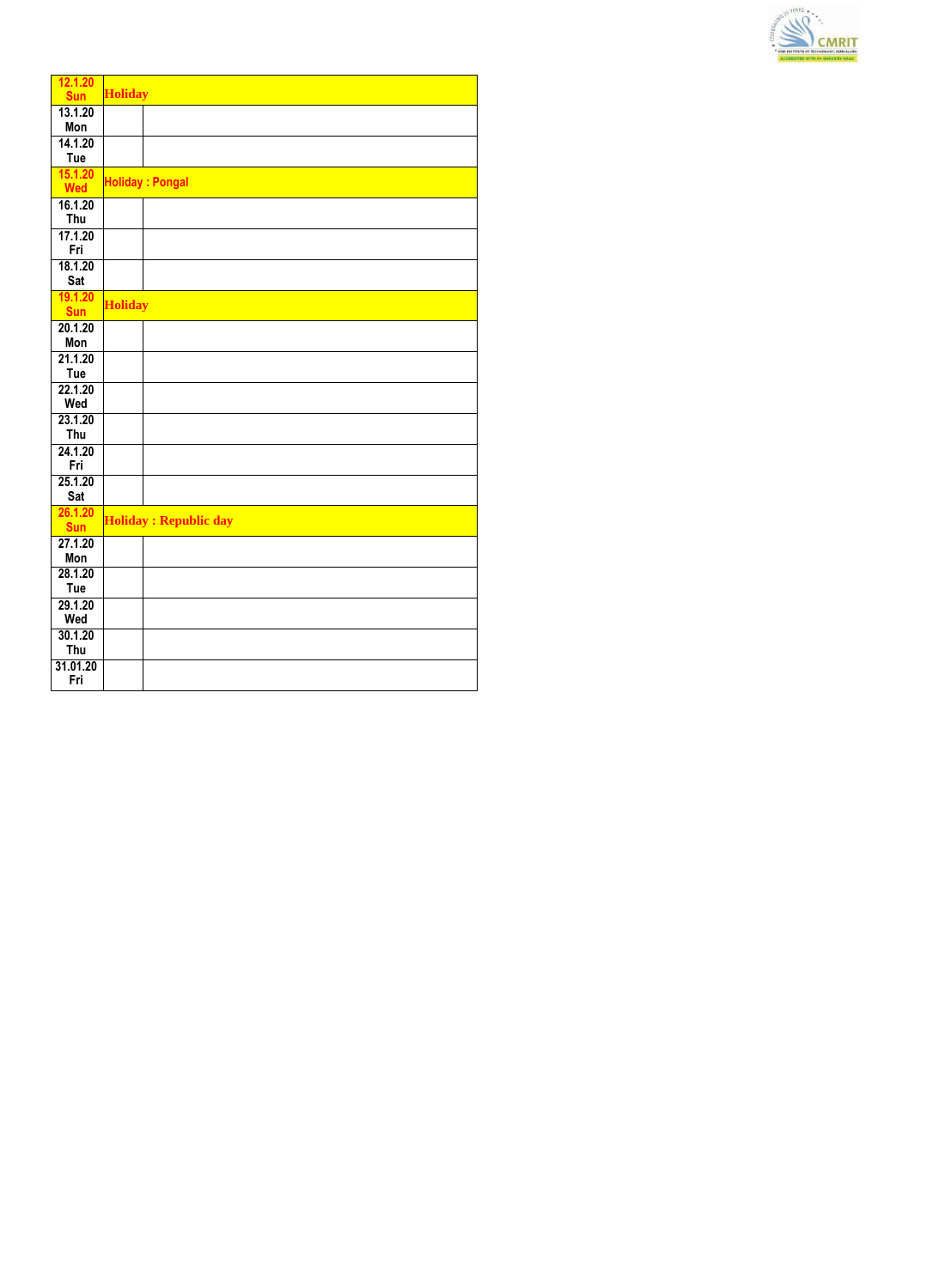| | | |
|---|---|---|
| 12.1.20 Sun | Holiday | |
| 13.1.20 Mon | | |
| 14.1.20 Tue | | |
| 15.1.20 Wed | Holiday : Pongal | |
| 16.1.20 Thu | | |
| 17.1.20 Fri | | |
| 18.1.20 Sat | | |
| 19.1.20 Sun | Holiday | |
| 20.1.20 Mon | | |
| 21.1.20 Tue | | |
| 22.1.20 Wed | | |
| 23.1.20 Thu | | |
| 24.1.20 Fri | | |
| 25.1.20 Sat | | |
| 26.1.20 Sun | Holiday : Republic day | |
| 27.1.20 Mon | | |
| 28.1.20 Tue | | |
| 29.1.20 Wed | | |
| 30.1.20 Thu | | |
| 31.01.20 Fri | | |